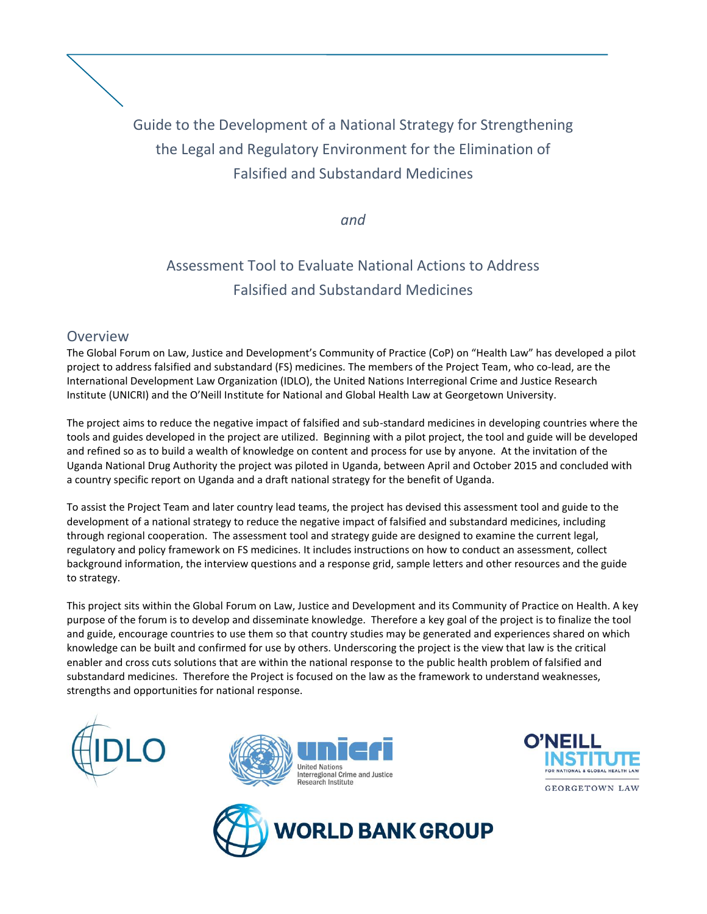# Guide to the Development of a National Strategy for Strengthening the Legal and Regulatory Environment for the Elimination of Falsified and Substandard Medicines

*and*

# Assessment Tool to Evaluate National Actions to Address Falsified and Substandard Medicines

## Overview

The Global Forum on Law, Justice and Development's Community of Practice (CoP) on "Health Law" has developed a pilot project to address falsified and substandard (FS) medicines. The members of the Project Team, who co-lead, are the International Development Law Organization (IDLO), the United Nations Interregional Crime and Justice Research Institute (UNICRI) and the O'Neill Institute for National and Global Health Law at Georgetown University.

The project aims to reduce the negative impact of falsified and sub-standard medicines in developing countries where the tools and guides developed in the project are utilized. Beginning with a pilot project, the tool and guide will be developed and refined so as to build a wealth of knowledge on content and process for use by anyone. At the invitation of the Uganda National Drug Authority the project was piloted in Uganda, between April and October 2015 and concluded with a country specific report on Uganda and a draft national strategy for the benefit of Uganda.

To assist the Project Team and later country lead teams, the project has devised this assessment tool and guide to the development of a national strategy to reduce the negative impact of falsified and substandard medicines, including through regional cooperation. The assessment tool and strategy guide are designed to examine the current legal, regulatory and policy framework on FS medicines. It includes instructions on how to conduct an assessment, collect background information, the interview questions and a response grid, sample letters and other resources and the guide to strategy.

This project sits within the Global Forum on Law, Justice and Development and its Community of Practice on Health. A key purpose of the forum is to develop and disseminate knowledge. Therefore a key goal of the project is to finalize the tool and guide, encourage countries to use them so that country studies may be generated and experiences shared on which knowledge can be built and confirmed for use by others. Underscoring the project is the view that law is the critical enabler and cross cuts solutions that are within the national response to the public health problem of falsified and substandard medicines. Therefore the Project is focused on the law as the framework to understand weaknesses, strengths and opportunities for national response.

IDLO

unicri — United Nations Interregional Crime and Justice Research Institute

O'NEILL INSTITUTE FOR NATIONAL & GLOBAL HEALTH LAW — GEORGETOWN LAW

WORLD BANK GROUP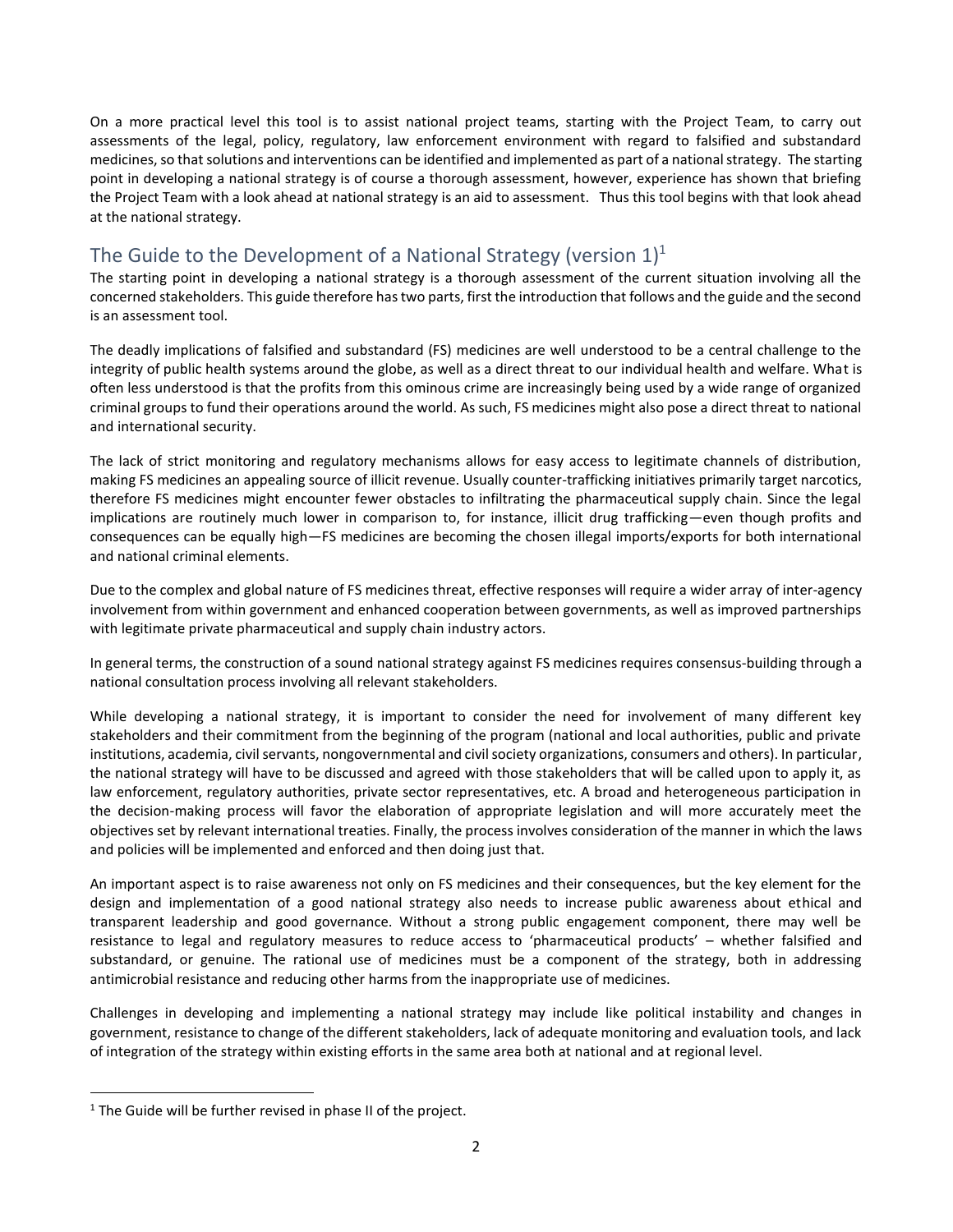On a more practical level this tool is to assist national project teams, starting with the Project Team, to carry out assessments of the legal, policy, regulatory, law enforcement environment with regard to falsified and substandard medicines, so that solutions and interventions can be identified and implemented as part of a national strategy. The starting point in developing a national strategy is of course a thorough assessment, however, experience has shown that briefing the Project Team with a look ahead at national strategy is an aid to assessment. Thus this tool begins with that look ahead at the national strategy.

## The Guide to the Development of a National Strategy (version 1)[1]

The starting point in developing a national strategy is a thorough assessment of the current situation involving all the concerned stakeholders. This guide therefore has two parts, first the introduction that follows and the guide and the second is an assessment tool.

The deadly implications of falsified and substandard (FS) medicines are well understood to be a central challenge to the integrity of public health systems around the globe, as well as a direct threat to our individual health and welfare. What is often less understood is that the profits from this ominous crime are increasingly being used by a wide range of organized criminal groups to fund their operations around the world. As such, FS medicines might also pose a direct threat to national and international security.

The lack of strict monitoring and regulatory mechanisms allows for easy access to legitimate channels of distribution, making FS medicines an appealing source of illicit revenue. Usually counter-trafficking initiatives primarily target narcotics, therefore FS medicines might encounter fewer obstacles to infiltrating the pharmaceutical supply chain. Since the legal implications are routinely much lower in comparison to, for instance, illicit drug trafficking—even though profits and consequences can be equally high—FS medicines are becoming the chosen illegal imports/exports for both international and national criminal elements.

Due to the complex and global nature of FS medicines threat, effective responses will require a wider array of inter-agency involvement from within government and enhanced cooperation between governments, as well as improved partnerships with legitimate private pharmaceutical and supply chain industry actors.

In general terms, the construction of a sound national strategy against FS medicines requires consensus-building through a national consultation process involving all relevant stakeholders.

While developing a national strategy, it is important to consider the need for involvement of many different key stakeholders and their commitment from the beginning of the program (national and local authorities, public and private institutions, academia, civil servants, nongovernmental and civil society organizations, consumers and others). In particular, the national strategy will have to be discussed and agreed with those stakeholders that will be called upon to apply it, as law enforcement, regulatory authorities, private sector representatives, etc. A broad and heterogeneous participation in the decision-making process will favor the elaboration of appropriate legislation and will more accurately meet the objectives set by relevant international treaties. Finally, the process involves consideration of the manner in which the laws and policies will be implemented and enforced and then doing just that.

An important aspect is to raise awareness not only on FS medicines and their consequences, but the key element for the design and implementation of a good national strategy also needs to increase public awareness about ethical and transparent leadership and good governance. Without a strong public engagement component, there may well be resistance to legal and regulatory measures to reduce access to 'pharmaceutical products' – whether falsified and substandard, or genuine. The rational use of medicines must be a component of the strategy, both in addressing antimicrobial resistance and reducing other harms from the inappropriate use of medicines.

Challenges in developing and implementing a national strategy may include like political instability and changes in government, resistance to change of the different stakeholders, lack of adequate monitoring and evaluation tools, and lack of integration of the strategy within existing efforts in the same area both at national and at regional level.

[1] The Guide will be further revised in phase II of the project.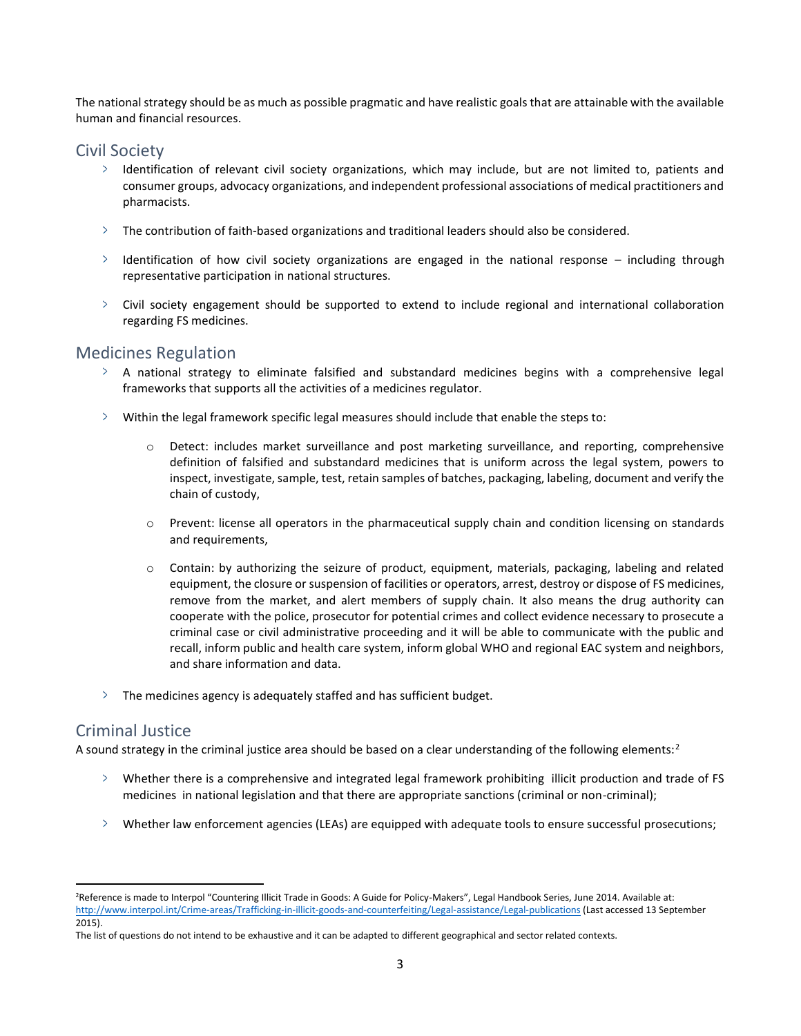The national strategy should be as much as possible pragmatic and have realistic goals that are attainable with the available human and financial resources.

## Civil Society

- Identification of relevant civil society organizations, which may include, but are not limited to, patients and consumer groups, advocacy organizations, and independent professional associations of medical practitioners and pharmacists.
- The contribution of faith-based organizations and traditional leaders should also be considered.
- Identification of how civil society organizations are engaged in the national response – including through representative participation in national structures.
- Civil society engagement should be supported to extend to include regional and international collaboration regarding FS medicines.

## Medicines Regulation

- A national strategy to eliminate falsified and substandard medicines begins with a comprehensive legal frameworks that supports all the activities of a medicines regulator.
- Within the legal framework specific legal measures should include that enable the steps to:
  - Detect: includes market surveillance and post marketing surveillance, and reporting, comprehensive definition of falsified and substandard medicines that is uniform across the legal system, powers to inspect, investigate, sample, test, retain samples of batches, packaging, labeling, document and verify the chain of custody,
  - Prevent: license all operators in the pharmaceutical supply chain and condition licensing on standards and requirements,
  - Contain: by authorizing the seizure of product, equipment, materials, packaging, labeling and related equipment, the closure or suspension of facilities or operators, arrest, destroy or dispose of FS medicines, remove from the market, and alert members of supply chain. It also means the drug authority can cooperate with the police, prosecutor for potential crimes and collect evidence necessary to prosecute a criminal case or civil administrative proceeding and it will be able to communicate with the public and recall, inform public and health care system, inform global WHO and regional EAC system and neighbors, and share information and data.
- The medicines agency is adequately staffed and has sufficient budget.

## Criminal Justice

A sound strategy in the criminal justice area should be based on a clear understanding of the following elements:[2]

- Whether there is a comprehensive and integrated legal framework prohibiting illicit production and trade of FS medicines in national legislation and that there are appropriate sanctions (criminal or non-criminal);
- Whether law enforcement agencies (LEAs) are equipped with adequate tools to ensure successful prosecutions;

---

[2] Reference is made to Interpol "Countering Illicit Trade in Goods: A Guide for Policy-Makers", Legal Handbook Series, June 2014. Available at: http://www.interpol.int/Crime-areas/Trafficking-in-illicit-goods-and-counterfeiting/Legal-assistance/Legal-publications (Last accessed 13 September 2015).

The list of questions do not intend to be exhaustive and it can be adapted to different geographical and sector related contexts.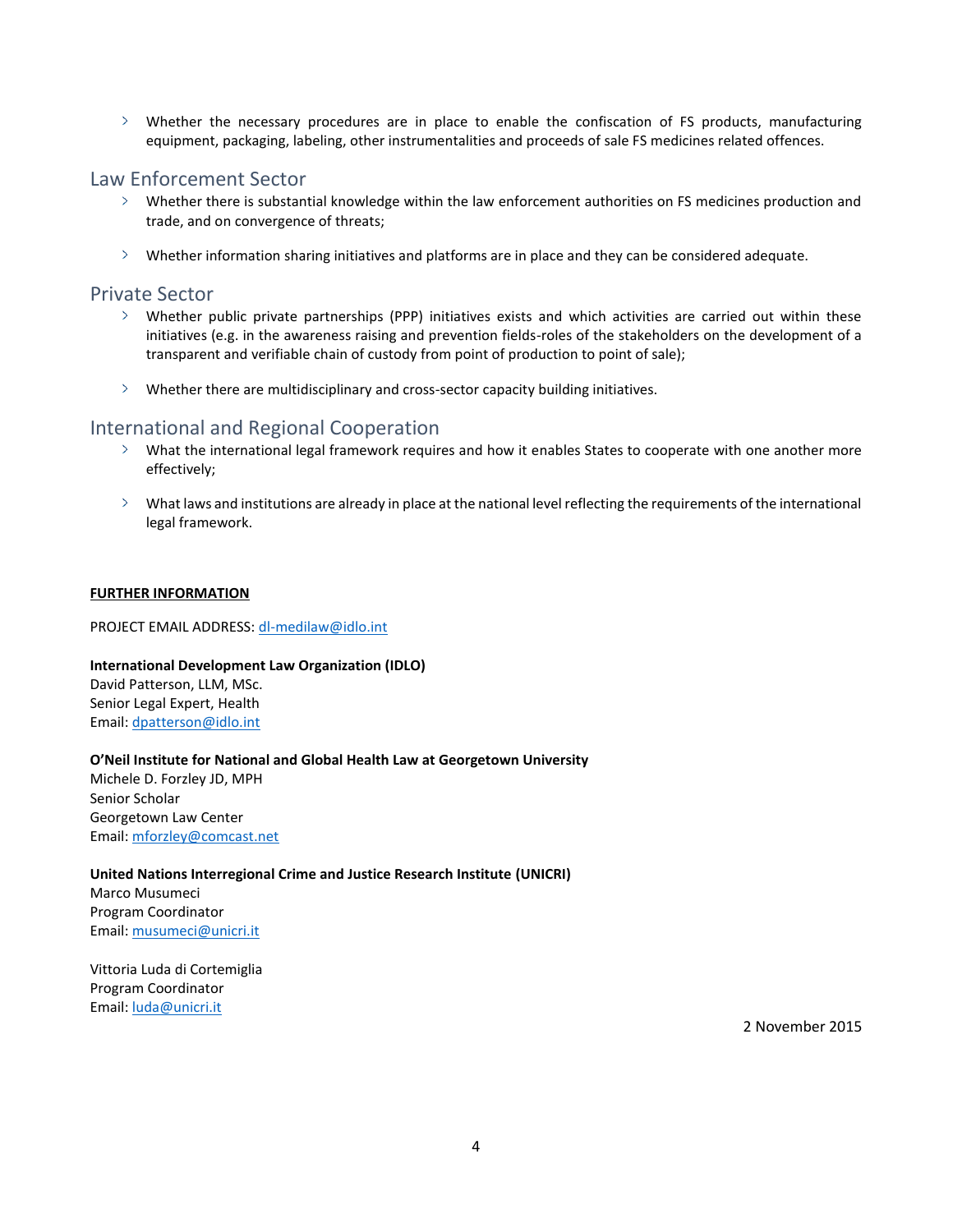- Whether the necessary procedures are in place to enable the confiscation of FS products, manufacturing equipment, packaging, labeling, other instrumentalities and proceeds of sale FS medicines related offences.

## Law Enforcement Sector

- Whether there is substantial knowledge within the law enforcement authorities on FS medicines production and trade, and on convergence of threats;

- Whether information sharing initiatives and platforms are in place and they can be considered adequate.

## Private Sector

- Whether public private partnerships (PPP) initiatives exists and which activities are carried out within these initiatives (e.g. in the awareness raising and prevention fields-roles of the stakeholders on the development of a transparent and verifiable chain of custody from point of production to point of sale);

- Whether there are multidisciplinary and cross-sector capacity building initiatives.

## International and Regional Cooperation

- What the international legal framework requires and how it enables States to cooperate with one another more effectively;

- What laws and institutions are already in place at the national level reflecting the requirements of the international legal framework.

**FURTHER INFORMATION**

PROJECT EMAIL ADDRESS: dl-medilaw@idlo.int

**International Development Law Organization (IDLO)**
David Patterson, LLM, MSc.
Senior Legal Expert, Health
Email: dpatterson@idlo.int

**O'Neil Institute for National and Global Health Law at Georgetown University**
Michele D. Forzley JD, MPH
Senior Scholar
Georgetown Law Center
Email: mforzley@comcast.net

**United Nations Interregional Crime and Justice Research Institute (UNICRI)**
Marco Musumeci
Program Coordinator
Email: musumeci@unicri.it

Vittoria Luda di Cortemiglia
Program Coordinator
Email: luda@unicri.it

2 November 2015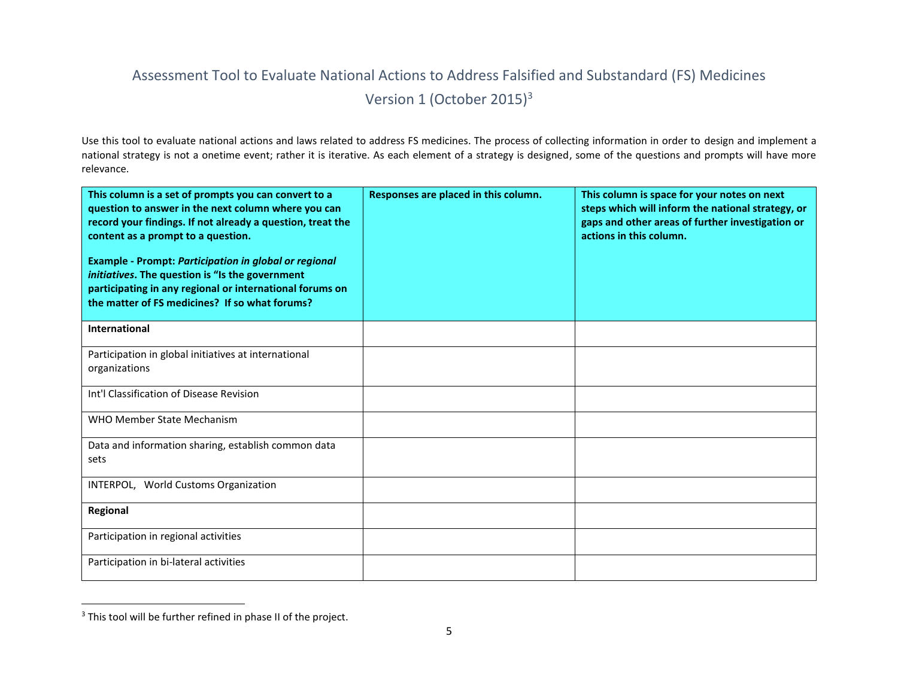# Assessment Tool to Evaluate National Actions to Address Falsified and Substandard (FS) Medicines Version 1 (October 2015)[3]

Use this tool to evaluate national actions and laws related to address FS medicines. The process of collecting information in order to design and implement a national strategy is not a onetime event; rather it is iterative. As each element of a strategy is designed, some of the questions and prompts will have more relevance.

| **This column is a set of prompts you can convert to a question to answer in the next column where you can record your findings. If not already a question, treat the content as a prompt to a question.**<br><br>**Example - Prompt: *Participation in global or regional initiatives*. The question is "Is the government participating in any regional or international forums on the matter of FS medicines? If so what forums?** | **Responses are placed in this column.** | **This column is space for your notes on next steps which will inform the national strategy, or gaps and other areas of further investigation or actions in this column.** |
|---|---|---|
| **International** | | |
| Participation in global initiatives at international organizations | | |
| Int'l Classification of Disease Revision | | |
| WHO Member State Mechanism | | |
| Data and information sharing, establish common data sets | | |
| INTERPOL, World Customs Organization | | |
| **Regional** | | |
| Participation in regional activities | | |
| Participation in bi-lateral activities | | |

[3] This tool will be further refined in phase II of the project.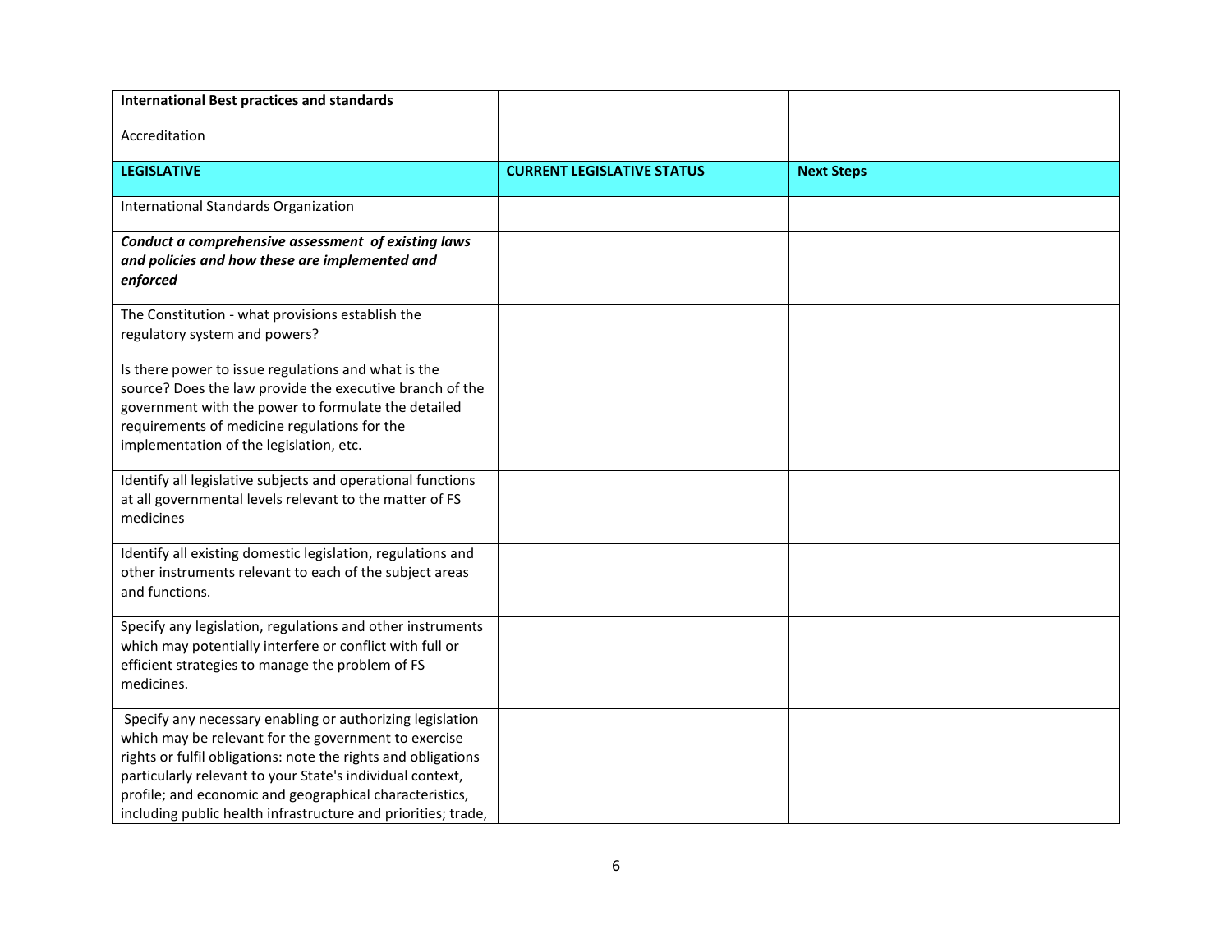| **International Best practices and standards** | | |
|---|---|---|
| Accreditation | | |
| **LEGISLATIVE** | **CURRENT LEGISLATIVE STATUS** | **Next Steps** |
| International Standards Organization | | |
| ***Conduct a comprehensive assessment of existing laws and policies and how these are implemented and enforced*** | | |
| The Constitution - what provisions establish the regulatory system and powers? | | |
| Is there power to issue regulations and what is the source? Does the law provide the executive branch of the government with the power to formulate the detailed requirements of medicine regulations for the implementation of the legislation, etc. | | |
| Identify all legislative subjects and operational functions at all governmental levels relevant to the matter of FS medicines | | |
| Identify all existing domestic legislation, regulations and other instruments relevant to each of the subject areas and functions. | | |
| Specify any legislation, regulations and other instruments which may potentially interfere or conflict with full or efficient strategies to manage the problem of FS medicines. | | |
| Specify any necessary enabling or authorizing legislation which may be relevant for the government to exercise rights or fulfil obligations: note the rights and obligations particularly relevant to your State's individual context, profile; and economic and geographical characteristics, including public health infrastructure and priorities; trade, | | |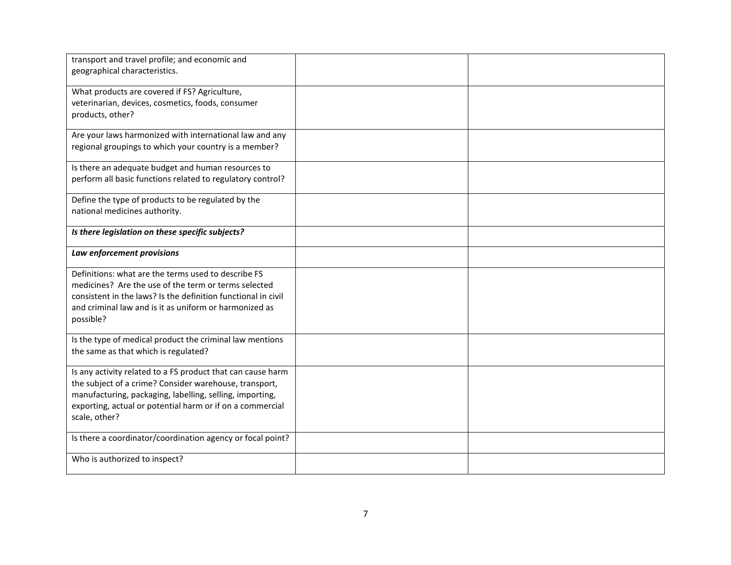| | | |
|---|---|---|
| transport and travel profile; and economic and geographical characteristics. | | |
| What products are covered if FS? Agriculture, veterinarian, devices, cosmetics, foods, consumer products, other? | | |
| Are your laws harmonized with international law and any regional groupings to which your country is a member? | | |
| Is there an adequate budget and human resources to perform all basic functions related to regulatory control? | | |
| Define the type of products to be regulated by the national medicines authority. | | |
| ***Is there legislation on these specific subjects?*** | | |
| ***Law enforcement provisions*** | | |
| Definitions: what are the terms used to describe FS medicines? Are the use of the term or terms selected consistent in the laws? Is the definition functional in civil and criminal law and is it as uniform or harmonized as possible? | | |
| Is the type of medical product the criminal law mentions the same as that which is regulated? | | |
| Is any activity related to a FS product that can cause harm the subject of a crime? Consider warehouse, transport, manufacturing, packaging, labelling, selling, importing, exporting, actual or potential harm or if on a commercial scale, other? | | |
| Is there a coordinator/coordination agency or focal point? | | |
| Who is authorized to inspect? | | |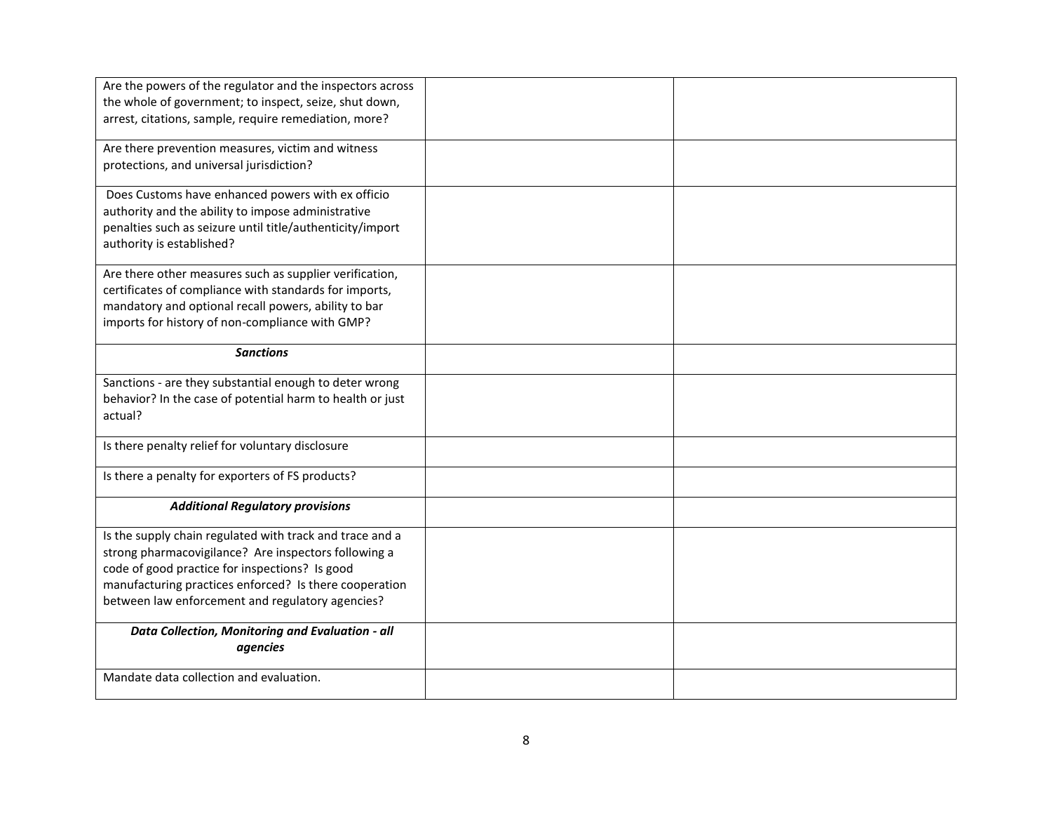| | | |
|---|---|---|
| Are the powers of the regulator and the inspectors across the whole of government; to inspect, seize, shut down, arrest, citations, sample, require remediation, more? | | |
| Are there prevention measures, victim and witness protections, and universal jurisdiction? | | |
| Does Customs have enhanced powers with ex officio authority and the ability to impose administrative penalties such as seizure until title/authenticity/import authority is established? | | |
| Are there other measures such as supplier verification, certificates of compliance with standards for imports, mandatory and optional recall powers, ability to bar imports for history of non-compliance with GMP? | | |
| ***Sanctions*** | | |
| Sanctions - are they substantial enough to deter wrong behavior? In the case of potential harm to health or just actual? | | |
| Is there penalty relief for voluntary disclosure | | |
| Is there a penalty for exporters of FS products? | | |
| ***Additional Regulatory provisions*** | | |
| Is the supply chain regulated with track and trace and a strong pharmacovigilance? Are inspectors following a code of good practice for inspections? Is good manufacturing practices enforced? Is there cooperation between law enforcement and regulatory agencies? | | |
| ***Data Collection, Monitoring and Evaluation - all agencies*** | | |
| Mandate data collection and evaluation. | | |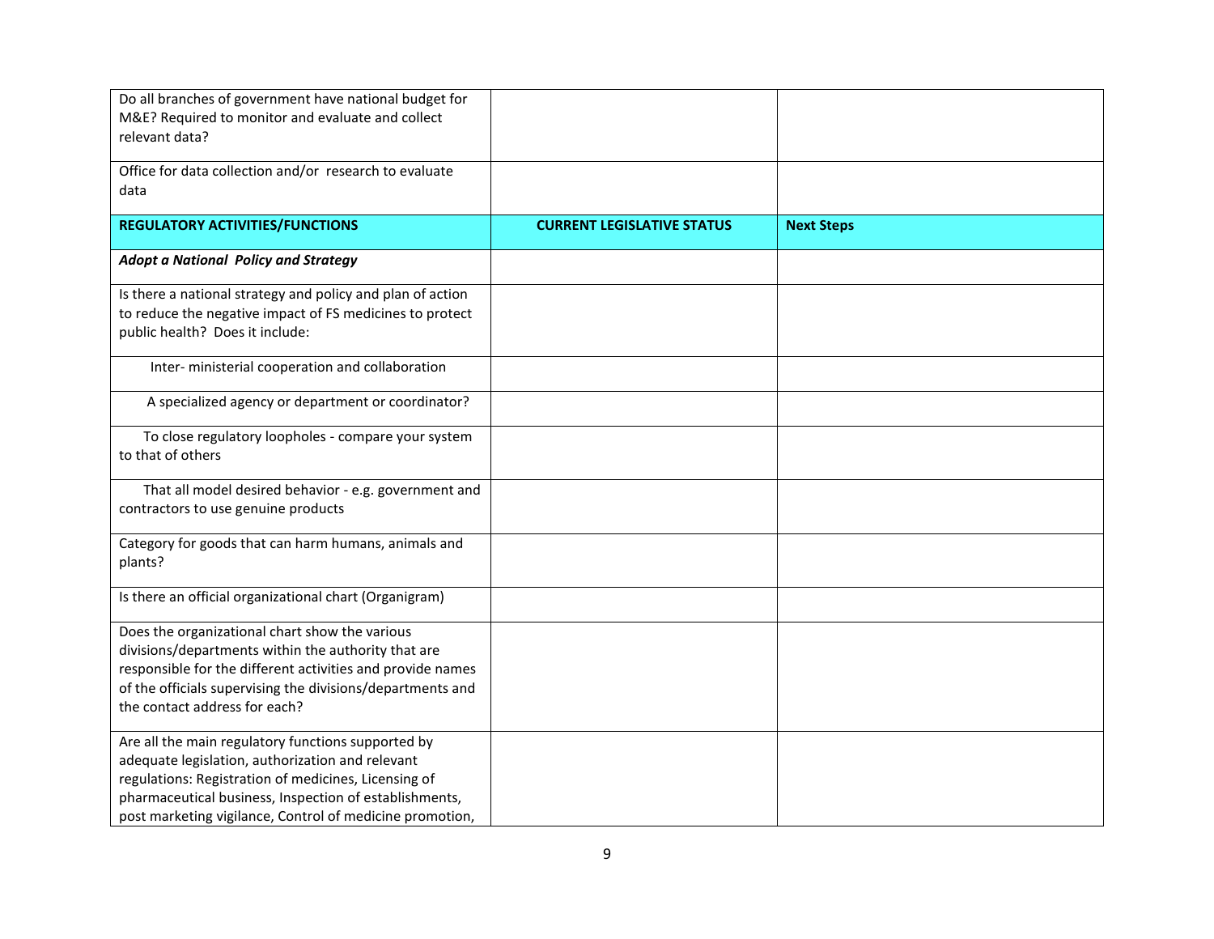| | | |
|---|---|---|
| Do all branches of government have national budget for M&E? Required to monitor and evaluate and collect relevant data? | | |
| Office for data collection and/or research to evaluate data | | |
| **REGULATORY ACTIVITIES/FUNCTIONS** | **CURRENT LEGISLATIVE STATUS** | **Next Steps** |
| ***Adopt a National Policy and Strategy*** | | |
| Is there a national strategy and policy and plan of action to reduce the negative impact of FS medicines to protect public health? Does it include: | | |
| Inter- ministerial cooperation and collaboration | | |
| A specialized agency or department or coordinator? | | |
| To close regulatory loopholes - compare your system to that of others | | |
| That all model desired behavior - e.g. government and contractors to use genuine products | | |
| Category for goods that can harm humans, animals and plants? | | |
| Is there an official organizational chart (Organigram) | | |
| Does the organizational chart show the various divisions/departments within the authority that are responsible for the different activities and provide names of the officials supervising the divisions/departments and the contact address for each? | | |
| Are all the main regulatory functions supported by adequate legislation, authorization and relevant regulations: Registration of medicines, Licensing of pharmaceutical business, Inspection of establishments, post marketing vigilance, Control of medicine promotion, | | |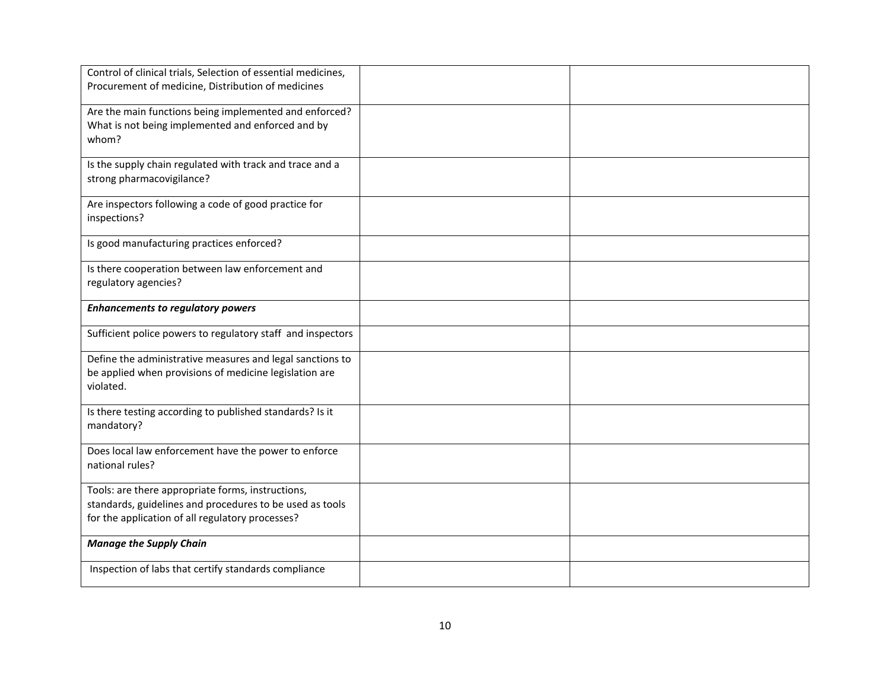| | | |
|---|---|---|
| Control of clinical trials, Selection of essential medicines, Procurement of medicine, Distribution of medicines | | |
| Are the main functions being implemented and enforced? What is not being implemented and enforced and by whom? | | |
| Is the supply chain regulated with track and trace and a strong pharmacovigilance? | | |
| Are inspectors following a code of good practice for inspections? | | |
| Is good manufacturing practices enforced? | | |
| Is there cooperation between law enforcement and regulatory agencies? | | |
| ***Enhancements to regulatory powers*** | | |
| Sufficient police powers to regulatory staff and inspectors | | |
| Define the administrative measures and legal sanctions to be applied when provisions of medicine legislation are violated. | | |
| Is there testing according to published standards? Is it mandatory? | | |
| Does local law enforcement have the power to enforce national rules? | | |
| Tools: are there appropriate forms, instructions, standards, guidelines and procedures to be used as tools for the application of all regulatory processes? | | |
| ***Manage the Supply Chain*** | | |
| Inspection of labs that certify standards compliance | | |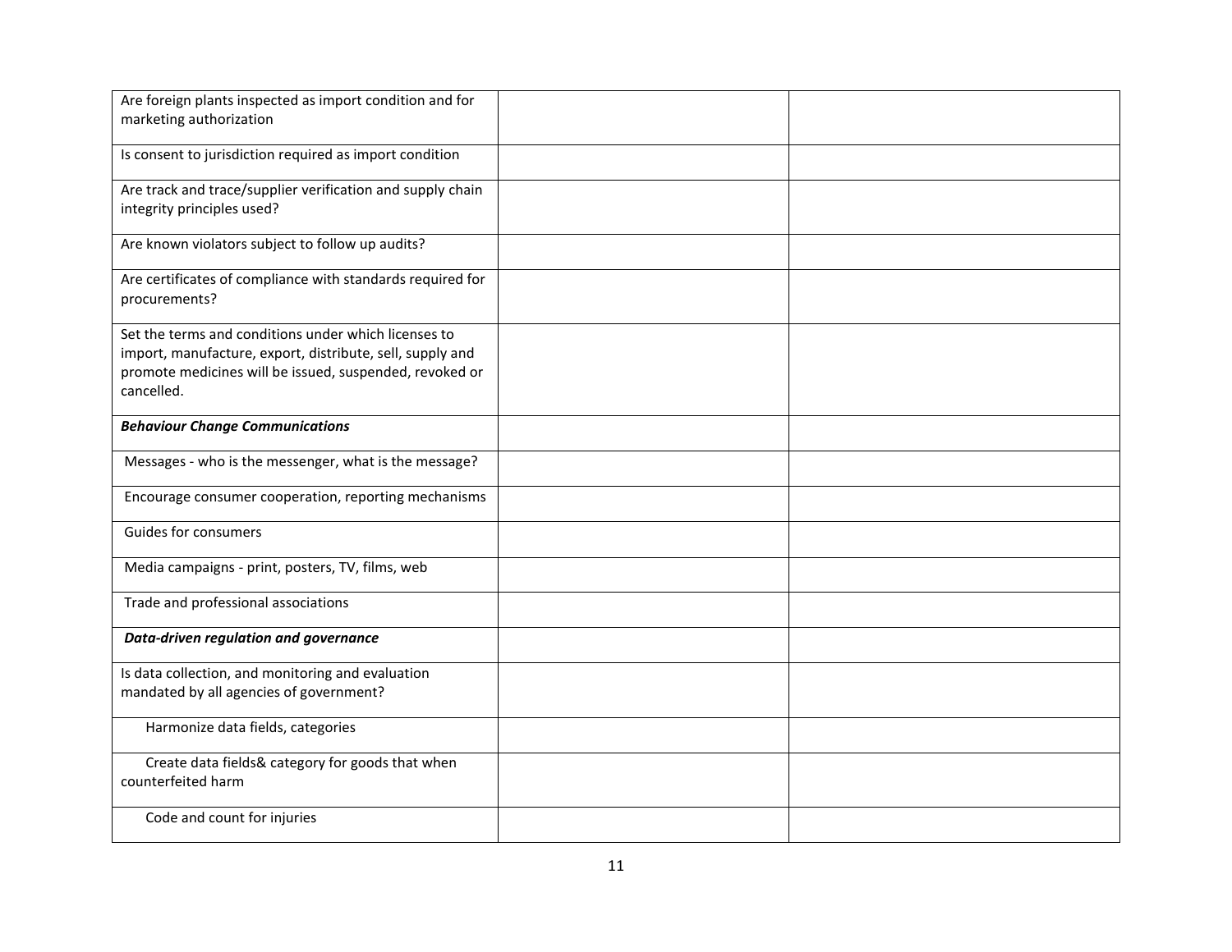| | | |
|---|---|---|
| Are foreign plants inspected as import condition and for marketing authorization | | |
| Is consent to jurisdiction required as import condition | | |
| Are track and trace/supplier verification and supply chain integrity principles used? | | |
| Are known violators subject to follow up audits? | | |
| Are certificates of compliance with standards required for procurements? | | |
| Set the terms and conditions under which licenses to import, manufacture, export, distribute, sell, supply and promote medicines will be issued, suspended, revoked or cancelled. | | |
| ***Behaviour Change Communications*** | | |
| Messages - who is the messenger, what is the message? | | |
| Encourage consumer cooperation, reporting mechanisms | | |
| Guides for consumers | | |
| Media campaigns - print, posters, TV, films, web | | |
| Trade and professional associations | | |
| ***Data-driven regulation and governance*** | | |
| Is data collection, and monitoring and evaluation mandated by all agencies of government? | | |
| Harmonize data fields, categories | | |
| Create data fields& category for goods that when counterfeited harm | | |
| Code and count for injuries | | |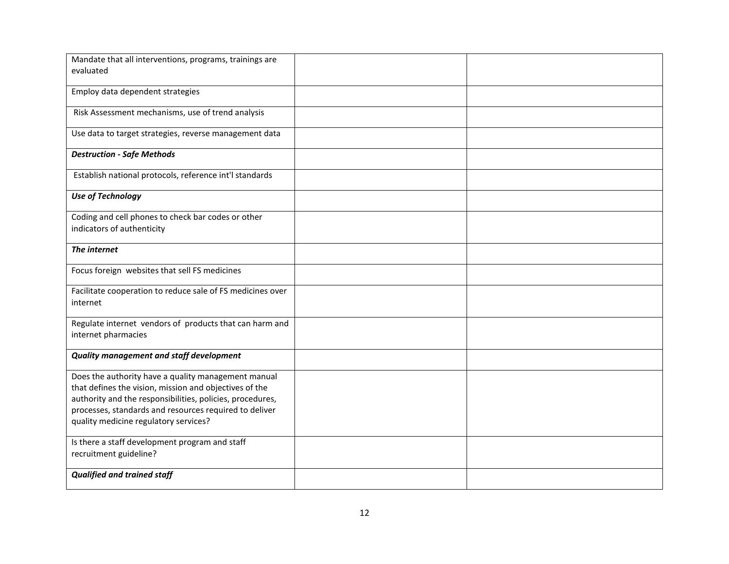| | | |
|---|---|---|
| Mandate that all interventions, programs, trainings are evaluated | | |
| Employ data dependent strategies | | |
| Risk Assessment mechanisms, use of trend analysis | | |
| Use data to target strategies, reverse management data | | |
| ***Destruction - Safe Methods*** | | |
| Establish national protocols, reference int'l standards | | |
| ***Use of Technology*** | | |
| Coding and cell phones to check bar codes or other indicators of authenticity | | |
| ***The internet*** | | |
| Focus foreign websites that sell FS medicines | | |
| Facilitate cooperation to reduce sale of FS medicines over internet | | |
| Regulate internet vendors of products that can harm and internet pharmacies | | |
| ***Quality management and staff development*** | | |
| Does the authority have a quality management manual that defines the vision, mission and objectives of the authority and the responsibilities, policies, procedures, processes, standards and resources required to deliver quality medicine regulatory services? | | |
| Is there a staff development program and staff recruitment guideline? | | |
| ***Qualified and trained staff*** | | |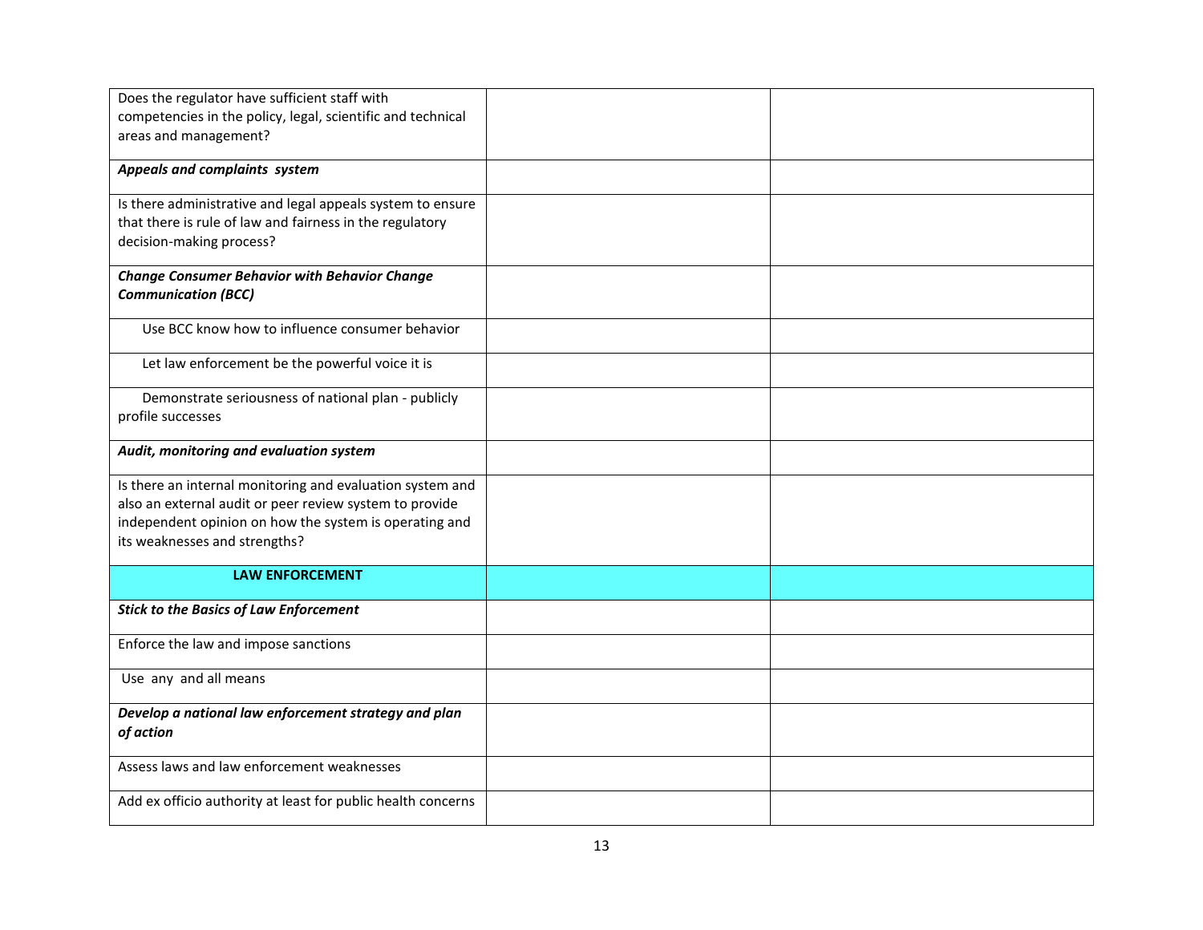| | | |
|---|---|---|
| Does the regulator have sufficient staff with competencies in the policy, legal, scientific and technical areas and management? | | |
| ***Appeals and complaints system*** | | |
| Is there administrative and legal appeals system to ensure that there is rule of law and fairness in the regulatory decision-making process? | | |
| ***Change Consumer Behavior with Behavior Change Communication (BCC)*** | | |
| Use BCC know how to influence consumer behavior | | |
| Let law enforcement be the powerful voice it is | | |
| Demonstrate seriousness of national plan - publicly profile successes | | |
| ***Audit, monitoring and evaluation system*** | | |
| Is there an internal monitoring and evaluation system and also an external audit or peer review system to provide independent opinion on how the system is operating and its weaknesses and strengths? | | |
| **LAW ENFORCEMENT** | | |
| ***Stick to the Basics of Law Enforcement*** | | |
| Enforce the law and impose sanctions | | |
| Use any and all means | | |
| ***Develop a national law enforcement strategy and plan of action*** | | |
| Assess laws and law enforcement weaknesses | | |
| Add ex officio authority at least for public health concerns | | |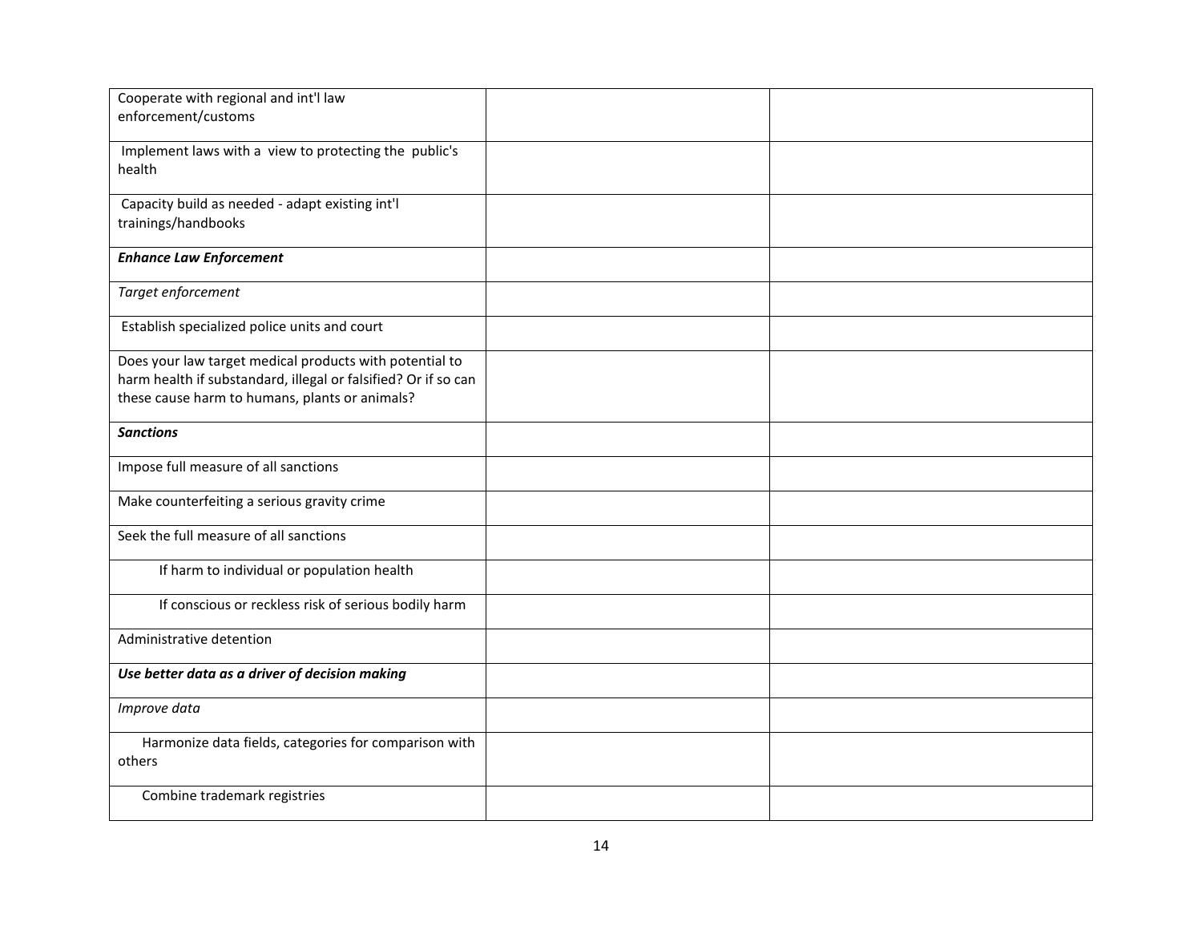| | | |
|---|---|---|
| Cooperate with regional and int'l law enforcement/customs | | |
| Implement laws with a view to protecting the public's health | | |
| Capacity build as needed - adapt existing int'l trainings/handbooks | | |
| ***Enhance Law Enforcement*** | | |
| *Target enforcement* | | |
| Establish specialized police units and court | | |
| Does your law target medical products with potential to harm health if substandard, illegal or falsified? Or if so can these cause harm to humans, plants or animals? | | |
| ***Sanctions*** | | |
| Impose full measure of all sanctions | | |
| Make counterfeiting a serious gravity crime | | |
| Seek the full measure of all sanctions | | |
| If harm to individual or population health | | |
| If conscious or reckless risk of serious bodily harm | | |
| Administrative detention | | |
| ***Use better data as a driver of decision making*** | | |
| *Improve data* | | |
| Harmonize data fields, categories for comparison with others | | |
| Combine trademark registries | | |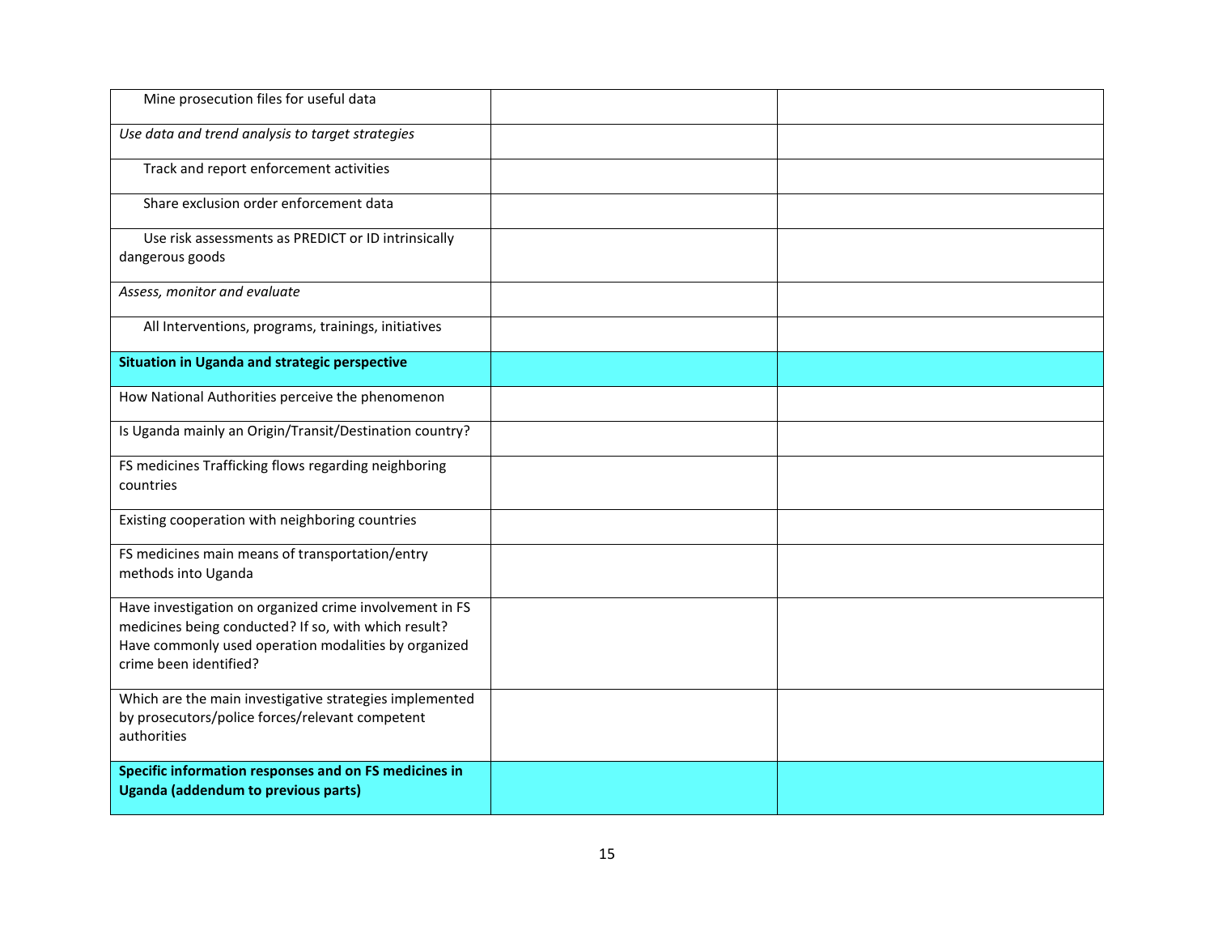| | | |
|---|---|---|
| Mine prosecution files for useful data | | |
| *Use data and trend analysis to target strategies* | | |
| Track and report enforcement activities | | |
| Share exclusion order enforcement data | | |
| Use risk assessments as PREDICT or ID intrinsically dangerous goods | | |
| *Assess, monitor and evaluate* | | |
| All Interventions, programs, trainings, initiatives | | |
| **Situation in Uganda and strategic perspective** | | |
| How National Authorities perceive the phenomenon | | |
| Is Uganda mainly an Origin/Transit/Destination country? | | |
| FS medicines Trafficking flows regarding neighboring countries | | |
| Existing cooperation with neighboring countries | | |
| FS medicines main means of transportation/entry methods into Uganda | | |
| Have investigation on organized crime involvement in FS medicines being conducted? If so, with which result? Have commonly used operation modalities by organized crime been identified? | | |
| Which are the main investigative strategies implemented by prosecutors/police forces/relevant competent authorities | | |
| **Specific information responses and on FS medicines in Uganda (addendum to previous parts)** | | |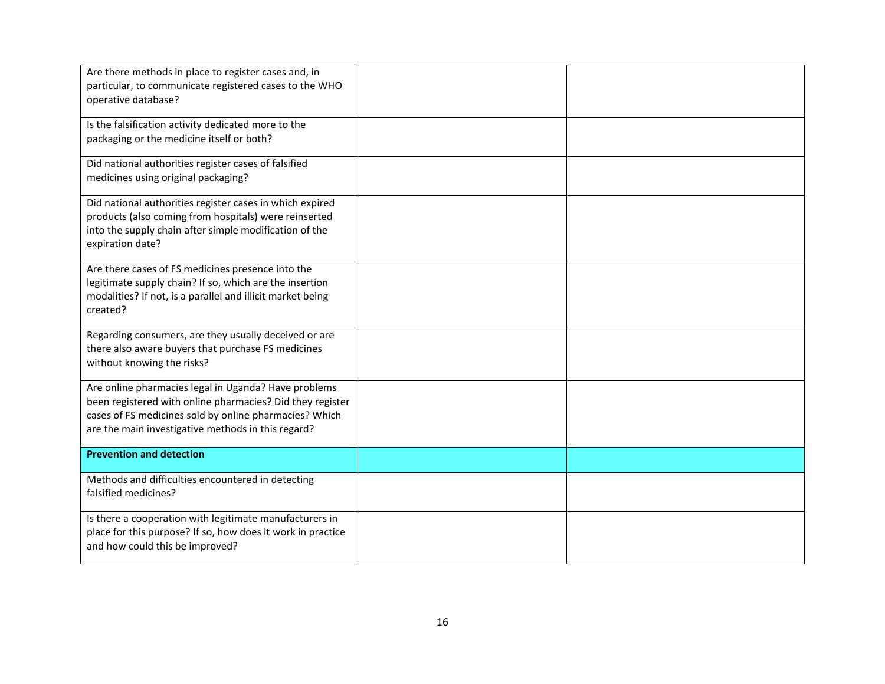| | | |
|---|---|---|
| Are there methods in place to register cases and, in particular, to communicate registered cases to the WHO operative database? | | |
| Is the falsification activity dedicated more to the packaging or the medicine itself or both? | | |
| Did national authorities register cases of falsified medicines using original packaging? | | |
| Did national authorities register cases in which expired products (also coming from hospitals) were reinserted into the supply chain after simple modification of the expiration date? | | |
| Are there cases of FS medicines presence into the legitimate supply chain? If so, which are the insertion modalities? If not, is a parallel and illicit market being created? | | |
| Regarding consumers, are they usually deceived or are there also aware buyers that purchase FS medicines without knowing the risks? | | |
| Are online pharmacies legal in Uganda? Have problems been registered with online pharmacies? Did they register cases of FS medicines sold by online pharmacies? Which are the main investigative methods in this regard? | | |
| **Prevention and detection** | | |
| Methods and difficulties encountered in detecting falsified medicines? | | |
| Is there a cooperation with legitimate manufacturers in place for this purpose? If so, how does it work in practice and how could this be improved? | | |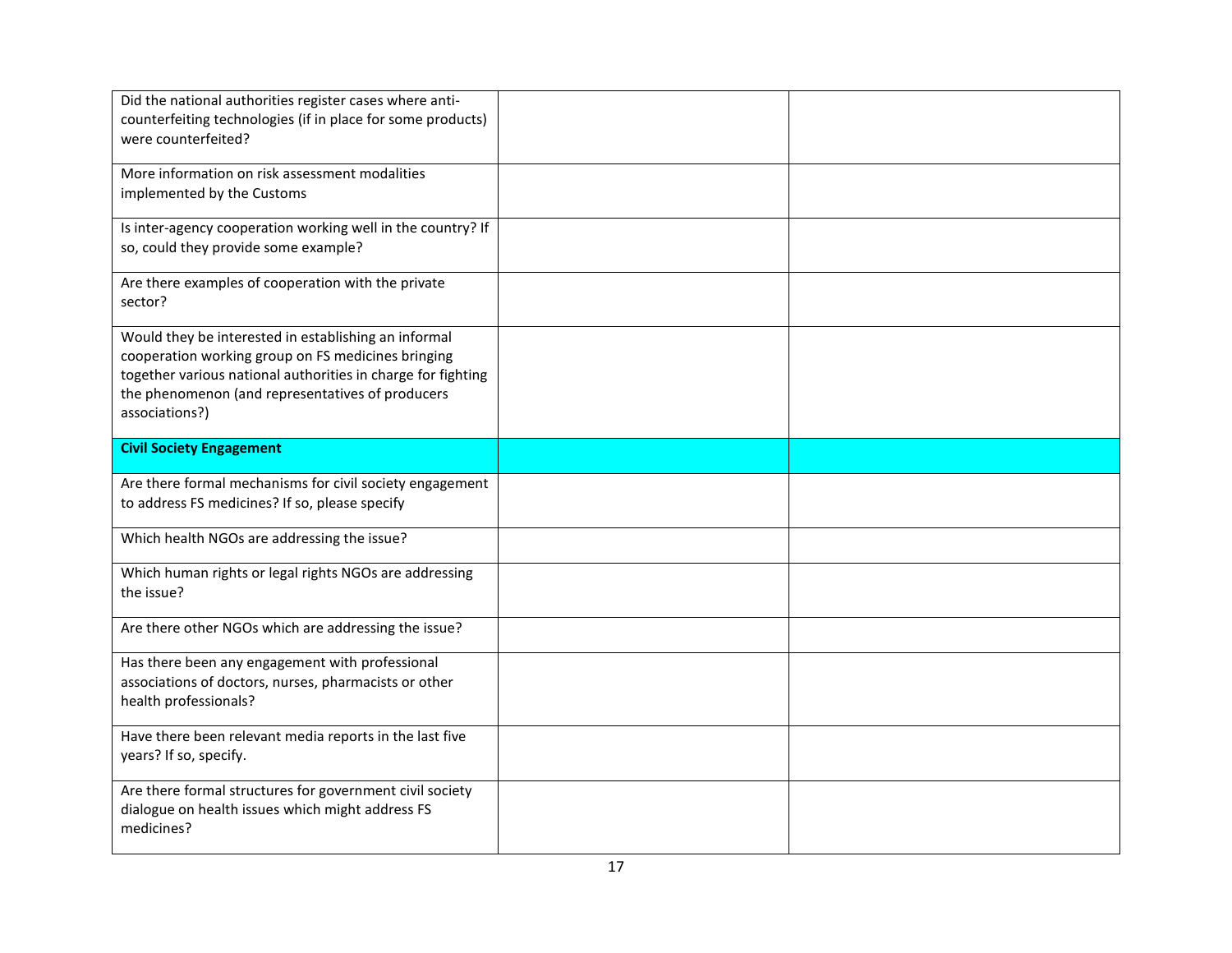| | | |
|---|---|---|
| Did the national authorities register cases where anti-counterfeiting technologies (if in place for some products) were counterfeited? | | |
| More information on risk assessment modalities implemented by the Customs | | |
| Is inter-agency cooperation working well in the country? If so, could they provide some example? | | |
| Are there examples of cooperation with the private sector? | | |
| Would they be interested in establishing an informal cooperation working group on FS medicines bringing together various national authorities in charge for fighting the phenomenon (and representatives of producers associations?) | | |
| **Civil Society Engagement** | | |
| Are there formal mechanisms for civil society engagement to address FS medicines? If so, please specify | | |
| Which health NGOs are addressing the issue? | | |
| Which human rights or legal rights NGOs are addressing the issue? | | |
| Are there other NGOs which are addressing the issue? | | |
| Has there been any engagement with professional associations of doctors, nurses, pharmacists or other health professionals? | | |
| Have there been relevant media reports in the last five years? If so, specify. | | |
| Are there formal structures for government civil society dialogue on health issues which might address FS medicines? | | |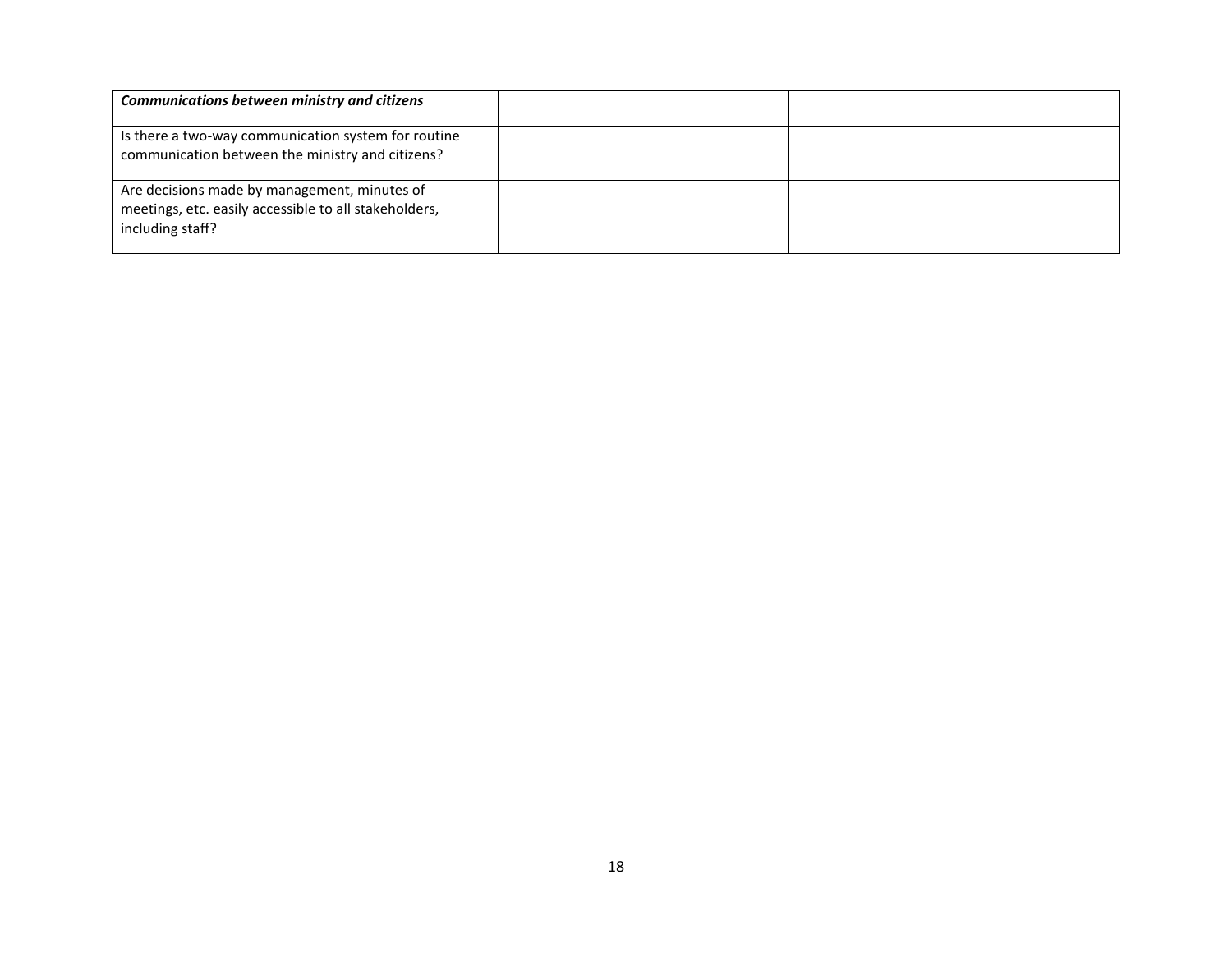| | | |
|---|---|---|
| ***Communications between ministry and citizens*** | | |
| Is there a two-way communication system for routine communication between the ministry and citizens? | | |
| Are decisions made by management, minutes of meetings, etc. easily accessible to all stakeholders, including staff? | | |